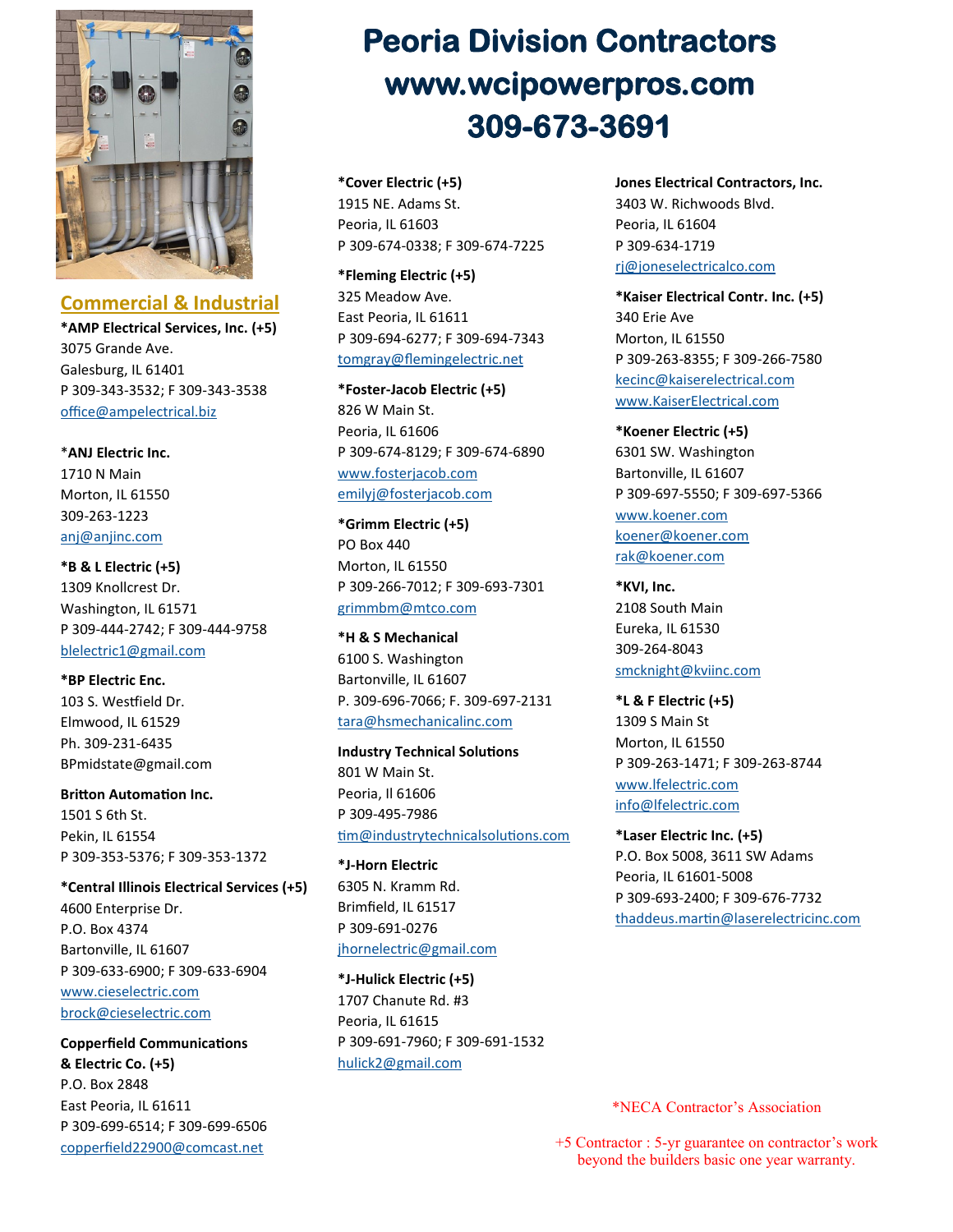# Peoria Division Contractors

## www.wcipowerpros.com

## 309-673-3691

### Commercial & Industrial

**\*AMP Electrical Services, Inc. (+5)**
3075 Grande Ave.
Galesburg, IL 61401
P 309-343-3532; F 309-343-3538
office@ampelectrical.biz

\***ANJ Electric Inc.**
1710 N Main
Morton, IL 61550
309-263-1223
anj@anjinc.com

**\*B & L Electric (+5)**
1309 Knollcrest Dr.
Washington, IL 61571
P 309-444-2742; F 309-444-9758
blelectric1@gmail.com

**\*BP Electric Enc.**
103 S. Westfield Dr.
Elmwood, IL 61529
Ph. 309-231-6435
BPmidstate@gmail.com

**Britton Automation Inc.**
1501 S 6th St.
Pekin, IL 61554
P 309-353-5376; F 309-353-1372

**\*Central Illinois Electrical Services (+5)**
4600 Enterprise Dr.
P.O. Box 4374
Bartonville, IL 61607
P 309-633-6900; F 309-633-6904
www.cieselectric.com
brock@cieselectric.com

**Copperfield Communications & Electric Co. (+5)**
P.O. Box 2848
East Peoria, IL 61611
P 309-699-6514; F 309-699-6506
copperfield22900@comcast.net

**\*Cover Electric (+5)**
1915 NE. Adams St.
Peoria, IL 61603
P 309-674-0338; F 309-674-7225

**\*Fleming Electric (+5)**
325 Meadow Ave.
East Peoria, IL 61611
P 309-694-6277; F 309-694-7343
tomgray@flemingelectric.net

**\*Foster-Jacob Electric (+5)**
826 W Main St.
Peoria, IL 61606
P 309-674-8129; F 309-674-6890
www.fosterjacob.com
emilyj@fosterjacob.com

**\*Grimm Electric (+5)**
PO Box 440
Morton, IL 61550
P 309-266-7012; F 309-693-7301
grimmbm@mtco.com

**\*H & S Mechanical**
6100 S. Washington
Bartonville, IL 61607
P. 309-696-7066; F. 309-697-2131
tara@hsmechanicalinc.com

**Industry Technical Solutions**
801 W Main St.
Peoria, Il 61606
P 309-495-7986
tim@industrytechnicalsolutions.com

**\*J-Horn Electric**
6305 N. Kramm Rd.
Brimfield, IL 61517
P 309-691-0276
jhornelectric@gmail.com

**\*J-Hulick Electric (+5)**
1707 Chanute Rd. #3
Peoria, IL 61615
P 309-691-7960; F 309-691-1532
hulick2@gmail.com

**Jones Electrical Contractors, Inc.**
3403 W. Richwoods Blvd.
Peoria, IL 61604
P 309-634-1719
rj@joneselectricalco.com

**\*Kaiser Electrical Contr. Inc. (+5)**
340 Erie Ave
Morton, IL 61550
P 309-263-8355; F 309-266-7580
kecinc@kaiserelectrical.com
www.KaiserElectrical.com

**\*Koener Electric (+5)**
6301 SW. Washington
Bartonville, IL 61607
P 309-697-5550; F 309-697-5366
www.koener.com
koener@koener.com
rak@koener.com

**\*KVI, Inc.**
2108 South Main
Eureka, IL 61530
309-264-8043
smcknight@kviinc.com

**\*L & F Electric (+5)**
1309 S Main St
Morton, IL 61550
P 309-263-1471; F 309-263-8744
www.lfelectric.com
info@lfelectric.com

**\*Laser Electric Inc. (+5)**
P.O. Box 5008, 3611 SW Adams
Peoria, IL 61601-5008
P 309-693-2400; F 309-676-7732
thaddeus.martin@laserelectricinc.com

\*NECA Contractor's Association

+5 Contractor : 5-yr guarantee on contractor's work beyond the builders basic one year warranty.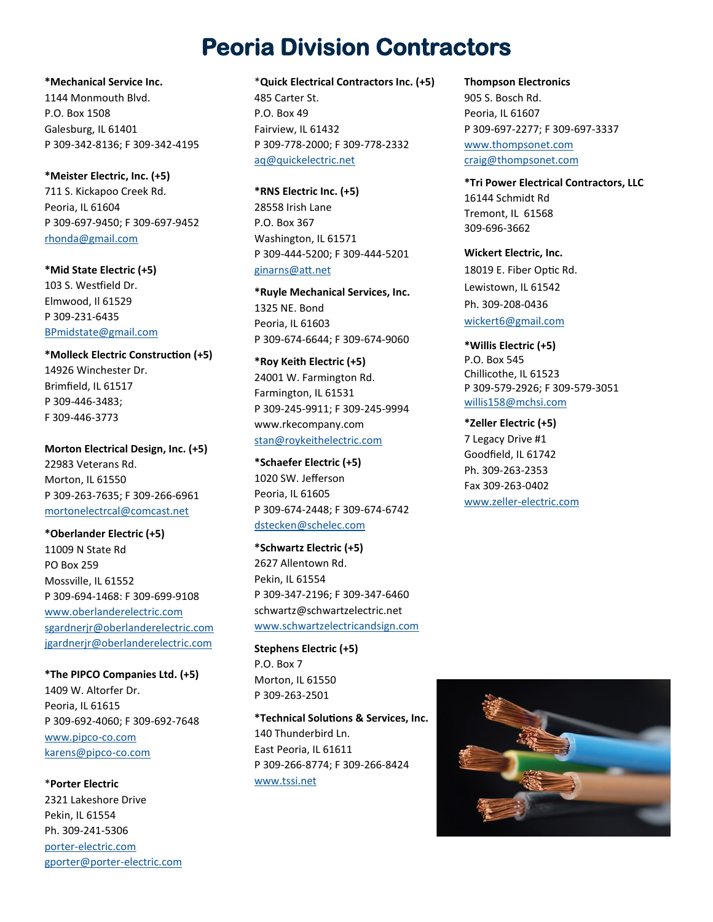# Peoria Division Contractors

**\*Mechanical Service Inc.**
1144 Monmouth Blvd.
P.O. Box 1508
Galesburg, IL 61401
P 309-342-8136; F 309-342-4195

**\*Meister Electric, Inc. (+5)**
711 S. Kickapoo Creek Rd.
Peoria, IL 61604
P 309-697-9450; F 309-697-9452
rhonda@gmail.com

**\*Mid State Electric (+5)**
103 S. Westfield Dr.
Elmwood, Il 61529
P 309-231-6435
BPmidstate@gmail.com

**\*Molleck Electric Construction (+5)**
14926 Winchester Dr.
Brimfield, IL 61517
P 309-446-3483;
F 309-446-3773

**Morton Electrical Design, Inc. (+5)**
22983 Veterans Rd.
Morton, IL 61550
P 309-263-7635; F 309-266-6961
mortonelectrcal@comcast.net

**\*Oberlander Electric (+5)**
11009 N State Rd
PO Box 259
Mossville, IL 61552
P 309-694-1468: F 309-699-9108
www.oberlanderelectric.com
sgardnerjr@oberlanderelectric.com
jgardnerjr@oberlanderelectric.com

**\*The PIPCO Companies Ltd. (+5)**
1409 W. Altorfer Dr.
Peoria, IL 61615
P 309-692-4060; F 309-692-7648
www.pipco-co.com
karens@pipco-co.com

\***Porter Electric**
2321 Lakeshore Drive
Pekin, IL 61554
Ph. 309-241-5306
porter-electric.com
gporter@porter-electric.com

\***Quick Electrical Contractors Inc. (+5)**
485 Carter St.
P.O. Box 49
Fairview, IL 61432
P 309-778-2000; F 309-778-2332
aq@quickelectric.net

**\*RNS Electric Inc. (+5)**
28558 Irish Lane
P.O. Box 367
Washington, IL 61571
P 309-444-5200; F 309-444-5201
ginarns@att.net

**\*Ruyle Mechanical Services, Inc.**
1325 NE. Bond
Peoria, IL 61603
P 309-674-6644; F 309-674-9060

**\*Roy Keith Electric (+5)**
24001 W. Farmington Rd.
Farmington, IL 61531
P 309-245-9911; F 309-245-9994
www.rkecompany.com
stan@roykeithelectric.com

**\*Schaefer Electric (+5)**
1020 SW. Jefferson
Peoria, IL 61605
P 309-674-2448; F 309-674-6742
dstecken@schelec.com

**\*Schwartz Electric (+5)**
2627 Allentown Rd.
Pekin, IL 61554
P 309-347-2196; F 309-347-6460
schwartz@schwartzelectric.net
www.schwartzelectricandsign.com

**Stephens Electric (+5)**
P.O. Box 7
Morton, IL 61550
P 309-263-2501

**\*Technical Solutions & Services, Inc.**
140 Thunderbird Ln.
East Peoria, IL 61611
P 309-266-8774; F 309-266-8424
www.tssi.net

**Thompson Electronics**
905 S. Bosch Rd.
Peoria, IL 61607
P 309-697-2277; F 309-697-3337
www.thompsonet.com
craig@thompsonet.com

**\*Tri Power Electrical Contractors, LLC**
16144 Schmidt Rd
Tremont, IL 61568
309-696-3662

**Wickert Electric, Inc.**
18019 E. Fiber Optic Rd.
Lewistown, IL 61542
Ph. 309-208-0436
wickert6@gmail.com

**\*Willis Electric (+5)**
P.O. Box 545
Chillicothe, IL 61523
P 309-579-2926; F 309-579-3051
willis158@mchsi.com

**\*Zeller Electric (+5)**
7 Legacy Drive #1
Goodfield, IL 61742
Ph. 309-263-2353
Fax 309-263-0402
www.zeller-electric.com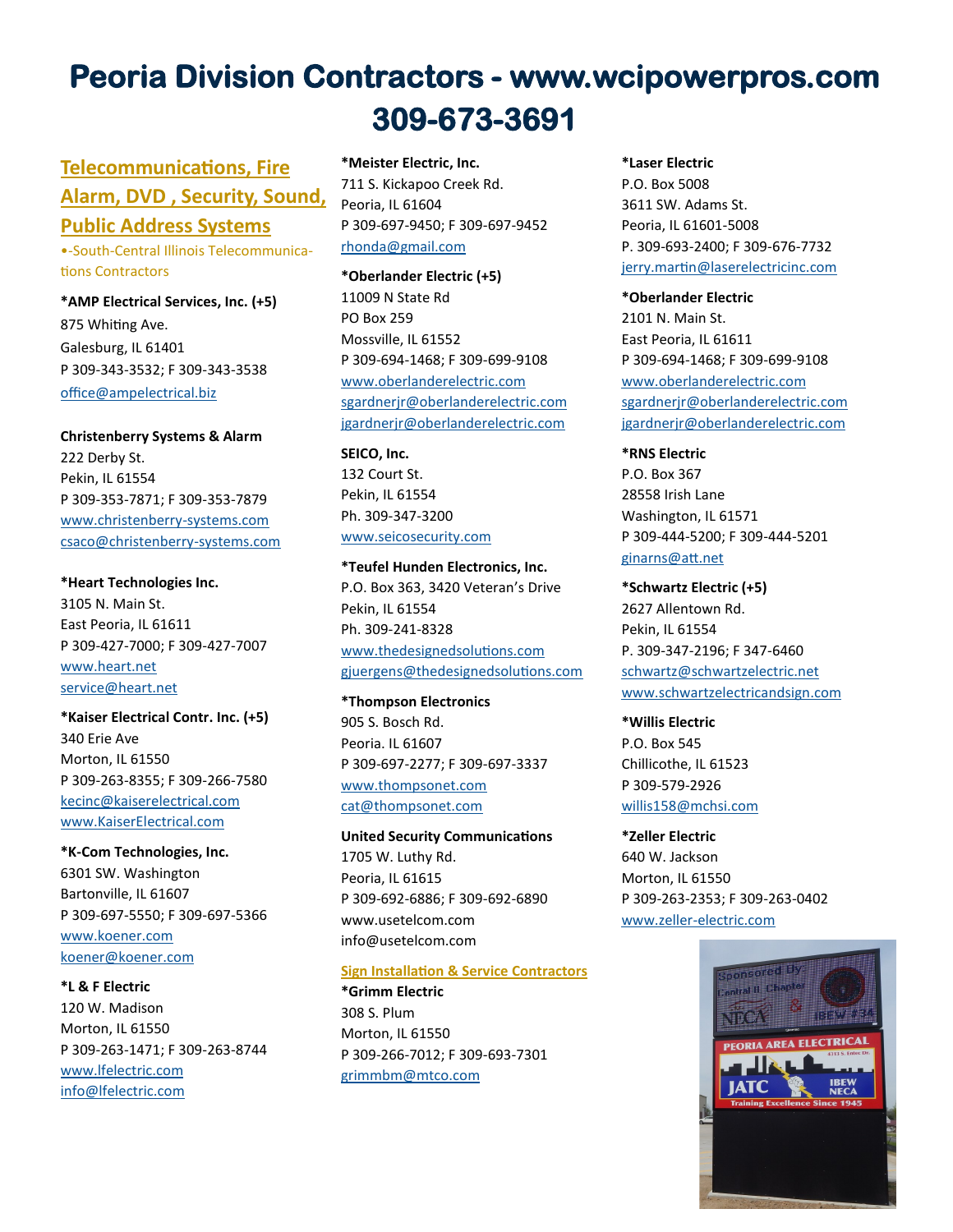# Peoria Division Contractors - www.wcipowerpros.com 309-673-3691

## Telecommunications, Fire Alarm, DVD , Security, Sound, Public Address Systems

•-South-Central Illinois Telecommunications Contractors

**\*AMP Electrical Services, Inc. (+5)**
875 Whiting Ave.
Galesburg, IL 61401
P 309-343-3532; F 309-343-3538
office@ampelectrical.biz

**Christenberry Systems & Alarm**
222 Derby St.
Pekin, IL 61554
P 309-353-7871; F 309-353-7879
www.christenberry-systems.com
csaco@christenberry-systems.com

**\*Heart Technologies Inc.**
3105 N. Main St.
East Peoria, IL 61611
P 309-427-7000; F 309-427-7007
www.heart.net
service@heart.net

**\*Kaiser Electrical Contr. Inc. (+5)**
340 Erie Ave
Morton, IL 61550
P 309-263-8355; F 309-266-7580
kecinc@kaiserelectrical.com
www.KaiserElectrical.com

**\*K-Com Technologies, Inc.**
6301 SW. Washington
Bartonville, IL 61607
P 309-697-5550; F 309-697-5366
www.koener.com
koener@koener.com

**\*L & F Electric**
120 W. Madison
Morton, IL 61550
P 309-263-1471; F 309-263-8744
www.lfelectric.com
info@lfelectric.com

**\*Meister Electric, Inc.**
711 S. Kickapoo Creek Rd.
Peoria, IL 61604
P 309-697-9450; F 309-697-9452
rhonda@gmail.com

**\*Oberlander Electric (+5)**
11009 N State Rd
PO Box 259
Mossville, IL 61552
P 309-694-1468; F 309-699-9108
www.oberlanderelectric.com
sgardnerjr@oberlanderelectric.com
jgardnerjr@oberlanderelectric.com

**SEICO, Inc.**
132 Court St.
Pekin, IL 61554
Ph. 309-347-3200
www.seicosecurity.com

**\*Teufel Hunden Electronics, Inc.**
P.O. Box 363, 3420 Veteran's Drive
Pekin, IL 61554
Ph. 309-241-8328
www.thedesignedsolutions.com
gjuergens@thedesignedsolutions.com

**\*Thompson Electronics**
905 S. Bosch Rd.
Peoria. IL 61607
P 309-697-2277; F 309-697-3337
www.thompsonet.com
cat@thompsonet.com

**United Security Communications**
1705 W. Luthy Rd.
Peoria, IL 61615
P 309-692-6886; F 309-692-6890
www.usetelcom.com
info@usetelcom.com

### Sign Installation & Service Contractors

**\*Grimm Electric**
308 S. Plum
Morton, IL 61550
P 309-266-7012; F 309-693-7301
grimmbm@mtco.com

**\*Laser Electric**
P.O. Box 5008
3611 SW. Adams St.
Peoria, IL 61601-5008
P. 309-693-2400; F 309-676-7732
jerry.martin@laserelectricinc.com

**\*Oberlander Electric**
2101 N. Main St.
East Peoria, IL 61611
P 309-694-1468; F 309-699-9108
www.oberlanderelectric.com
sgardnerjr@oberlanderelectric.com
jgardnerjr@oberlanderelectric.com

**\*RNS Electric**
P.O. Box 367
28558 Irish Lane
Washington, IL 61571
P 309-444-5200; F 309-444-5201
ginarns@att.net

**\*Schwartz Electric (+5)**
2627 Allentown Rd.
Pekin, IL 61554
P. 309-347-2196; F 347-6460
schwartz@schwartzelectric.net
www.schwartzelectricandsign.com

**\*Willis Electric**
P.O. Box 545
Chillicothe, IL 61523
P 309-579-2926
willis158@mchsi.com

**\*Zeller Electric**
640 W. Jackson
Morton, IL 61550
P 309-263-2353; F 309-263-0402
www.zeller-electric.com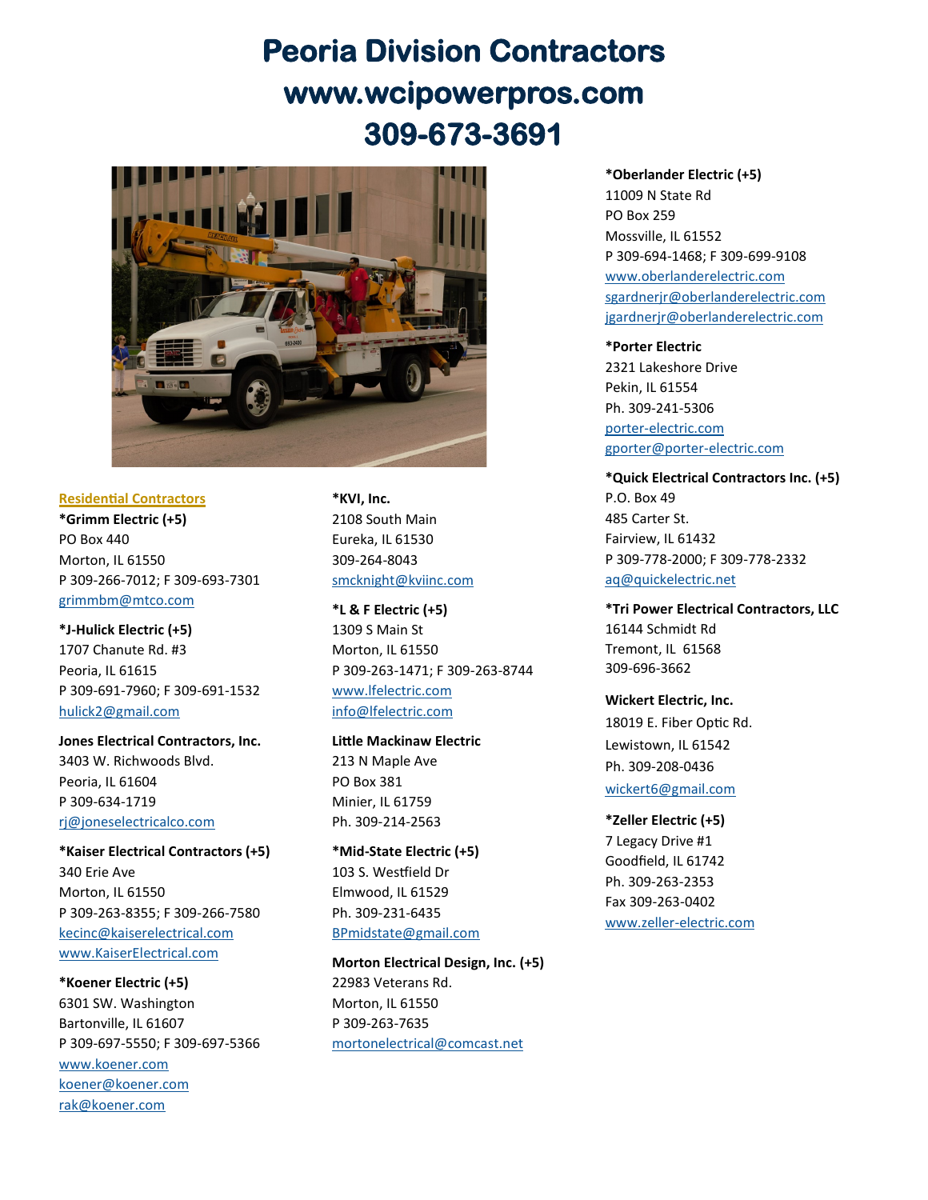# Peoria Division Contractors

# www.wcipowerpros.com

# 309-673-3691

## Residential Contractors

**\*Grimm Electric (+5)**
PO Box 440
Morton, IL 61550
P 309-266-7012; F 309-693-7301
grimmbm@mtco.com

**\*J-Hulick Electric (+5)**
1707 Chanute Rd. #3
Peoria, IL 61615
P 309-691-7960; F 309-691-1532
hulick2@gmail.com

**Jones Electrical Contractors, Inc.**
3403 W. Richwoods Blvd.
Peoria, IL 61604
P 309-634-1719
rj@joneselectricalco.com

**\*Kaiser Electrical Contractors (+5)**
340 Erie Ave
Morton, IL 61550
P 309-263-8355; F 309-266-7580
kecinc@kaiserelectrical.com
www.KaiserElectrical.com

**\*Koener Electric (+5)**
6301 SW. Washington
Bartonville, IL 61607
P 309-697-5550; F 309-697-5366
www.koener.com
koener@koener.com
rak@koener.com

**\*KVI, Inc.**
2108 South Main
Eureka, IL 61530
309-264-8043
smcknight@kviinc.com

**\*L & F Electric (+5)**
1309 S Main St
Morton, IL 61550
P 309-263-1471; F 309-263-8744
www.lfelectric.com
info@lfelectric.com

**Little Mackinaw Electric**
213 N Maple Ave
PO Box 381
Minier, IL 61759
Ph. 309-214-2563

**\*Mid-State Electric (+5)**
103 S. Westfield Dr
Elmwood, IL 61529
Ph. 309-231-6435
BPmidstate@gmail.com

**Morton Electrical Design, Inc. (+5)**
22983 Veterans Rd.
Morton, IL 61550
P 309-263-7635
mortonelectrical@comcast.net

**\*Oberlander Electric (+5)**
11009 N State Rd
PO Box 259
Mossville, IL 61552
P 309-694-1468; F 309-699-9108
www.oberlanderelectric.com
sgardnerjr@oberlanderelectric.com
jgardnerjr@oberlanderelectric.com

**\*Porter Electric**
2321 Lakeshore Drive
Pekin, IL 61554
Ph. 309-241-5306
porter-electric.com
gporter@porter-electric.com

**\*Quick Electrical Contractors Inc. (+5)**
P.O. Box 49
485 Carter St.
Fairview, IL 61432
P 309-778-2000; F 309-778-2332
aq@quickelectric.net

**\*Tri Power Electrical Contractors, LLC**
16144 Schmidt Rd
Tremont, IL 61568
309-696-3662

**Wickert Electric, Inc.**
18019 E. Fiber Optic Rd.
Lewistown, IL 61542
Ph. 309-208-0436
wickert6@gmail.com

**\*Zeller Electric (+5)**
7 Legacy Drive #1
Goodfield, IL 61742
Ph. 309-263-2353
Fax 309-263-0402
www.zeller-electric.com